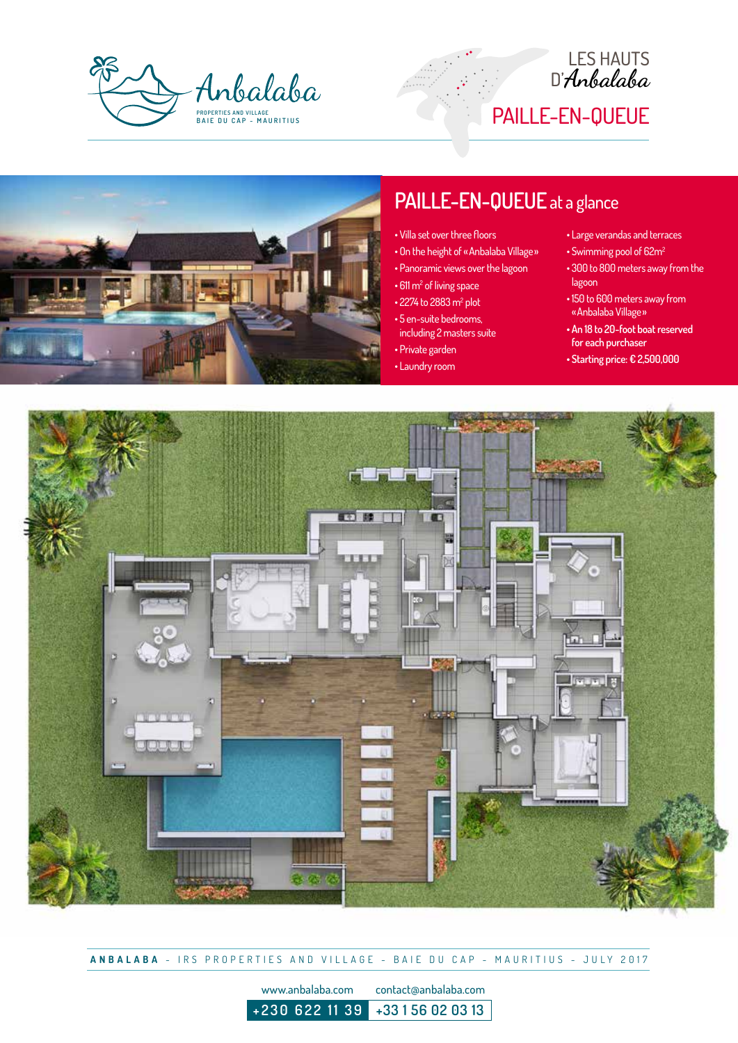Anbalaba

PROPERTIES AND VILLAGE
BAIE DU CAP - MAURITIUS

LES HAUTS
D'*Anbalaba*

# PAILLE-EN-QUEUE

## PAILLE-EN-QUEUE at a glance

- Villa set over three floors
- On the height of «Anbalaba Village»
- Panoramic views over the lagoon
- 611 m² of living space
- 2274 to 2883 m² plot
- 5 en-suite bedrooms, including 2 masters suite
- Private garden
- Laundry room
- Large verandas and terraces
- Swimming pool of 62m²
- 300 to 800 meters away from the lagoon
- 150 to 600 meters away from «Anbalaba Village»
- **An 18 to 20-foot boat reserved for each purchaser**
- **Starting price: € 2,500,000**

**ANBALABA** - IRS PROPERTIES AND VILLAGE - BAIE DU CAP - MAURITIUS - JULY 2017

www.anbalaba.com contact@anbalaba.com

+230 622 11 39 +33 1 56 02 03 13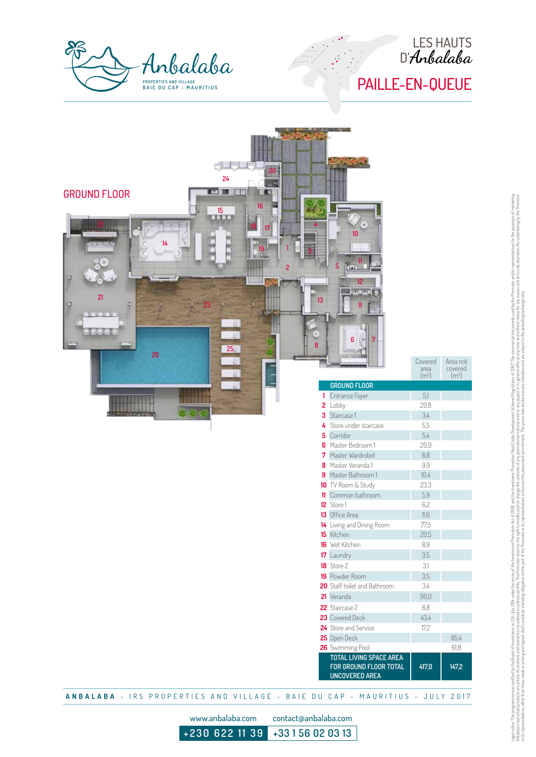Anbalaba

PROPERTIES AND VILLAGE
BAIE DU CAP - MAURITIUS

LES HAUTS D'Anbalaba

# PAILLE-EN-QUEUE

## GROUND FLOOR

| | | Covered area (m²) | Area not covered (m²) |
|---|---|---|---|
| | **GROUND FLOOR** | | |
| **1** | Entrance Foyer | 5,1 | |
| **2** | Lobby | 20,8 | |
| **3** | Staircase 1 | 3,4 | |
| **4** | Store under staircase | 5,5 | |
| **5** | Corridor | 5,4 | |
| **6** | Master Bedroom 1 | 20,9 | |
| **7** | Master Wardrobe1 | 8,8 | |
| **8** | Master Veranda 1 | 9,9 | |
| **9** | Master Bathroom 1 | 10,4 | |
| **10** | TV Room & Study | 23,3 | |
| **11** | Common bathroom | 5,9 | |
| **12** | Store 1 | 6,2 | |
| **13** | Office Area | 11,6 | |
| **14** | Living and Dining Room | 77,5 | |
| **15** | Kitchen | 20,5 | |
| **16** | Wet Kitchen | 8,9 | |
| **17** | Laundry | 3,5 | |
| **18** | Store 2 | 3,1 | |
| **19** | Powder Room | 3,5 | |
| **20** | Staff toilet and Bathroom | 3,4 | |
| **21** | Veranda | 90,0 | |
| **22** | Staircase 2 | 8,8 | |
| **23** | Covered Deck | 43,4 | |
| **24** | Store and Service | 17,2 | |
| **25** | Open Deck | | 85,4 |
| **26** | Swimming Pool | | 61,8 |
| | **TOTAL LIVING SPACE AREA FOR GROUND FLOOR TOTAL UNCOVERED AREA** | **417,0** | **147,2** |

ANBALABA - IRS PROPERTIES AND VILLAGE - BAIE DU CAP - MAURITIUS - JULY 2017

www.anbalaba.com contact@anbalaba.com

+230 622 11 39 +33 1 56 02 03 13

Legal notice: This programme was certified by the Board of Investment on 31st July 2014 under the terms of the Investment Promotion Act of 2000 and the Investment Promotion (Real Estate Development Scheme) Regulations of 2007. The commercial documents used by the Promoter and its representatives for the purposes of marketing Anbalaba's real estate products are artistic illustrations and cannot be considered a contractual offer. The Promoter reserves the right to modify and/or change the contents of any promotional material and/or any aspect of its general offer at any time and without notice for any reason and at its sole discretion. No undertaking by the Promoter or its representatives, other than those made in writing and signed, shall constitute a binding obligation on the part of the Promoter or its representatives to honour this presumed commitment. The prices indicated are purely indicative and are subject to the prevailing exchange rate.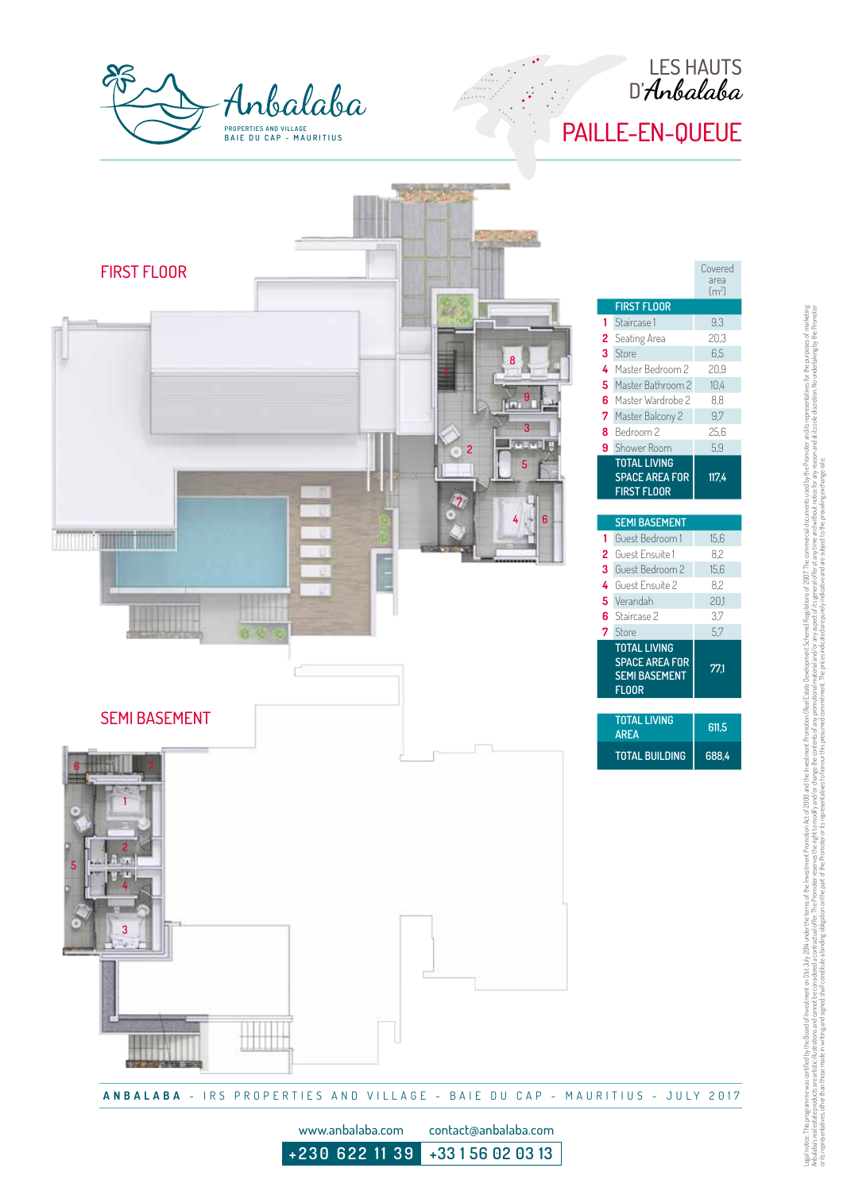# LES HAUTS D'Anbalaba

## PAILLE-EN-QUEUE

Anbalaba
PROPERTIES AND VILLAGE
BAIE DU CAP - MAURITIUS

FIRST FLOOR

SEMI BASEMENT

| | | Covered area (m²) |
|---|---|---|
| | FIRST FLOOR | |
| 1 | Staircase 1 | 9,3 |
| 2 | Seating Area | 20,3 |
| 3 | Store | 6,5 |
| 4 | Master Bedroom 2 | 20,9 |
| 5 | Master Bathroom 2 | 10,4 |
| 6 | Master Wardrobe 2 | 8,8 |
| 7 | Master Balcony 2 | 9,7 |
| 8 | Bedroom 2 | 25,6 |
| 9 | Shower Room | 5,9 |
| | TOTAL LIVING SPACE AREA FOR FIRST FLOOR | 117,4 |
| | SEMI BASEMENT | |
| 1 | Guest Bedroom 1 | 15,6 |
| 2 | Guest Ensuite 1 | 8,2 |
| 3 | Guest Bedroom 2 | 15,6 |
| 4 | Guest Ensuite 2 | 8,2 |
| 5 | Verandah | 20,1 |
| 6 | Staircase 2 | 3,7 |
| 7 | Store | 5,7 |
| | TOTAL LIVING SPACE AREA FOR SEMI BASEMENT FLOOR | 77,1 |
| | TOTAL LIVING AREA | 611,5 |
| | TOTAL BUILDING | 688,4 |

ANBALABA - IRS PROPERTIES AND VILLAGE - BAIE DU CAP - MAURITIUS - JULY 2017

www.anbalaba.com contact@anbalaba.com

+230 622 11 39 +33 1 56 02 03 13

Legal notice: This programme was certified by the Board of Investment on 31st July 2014 under the terms of the Investment Promotion Act of 2000 and the Investment Promotion (Real Estate Development Scheme) Regulations of 2007. The commercial documents used by the Promoter and its representatives for the purposes of marketing Anbalaba's real estate products are artistic illustrations and cannot be considered a contractual offer. The Promoter reserves the right to modify and/or change the contents of any promotional material and/or any aspect of its general offer at any time and without notice for any reason and at its sole discretion. No undertaking by the Promoter or its representatives, other than those made in writing and signed shall constitute a binding obligation on the part of the Promoter or its representatives to honour this presumed commitment. The prices indicated are purely indicative and are subject to the prevailing exchange rate.